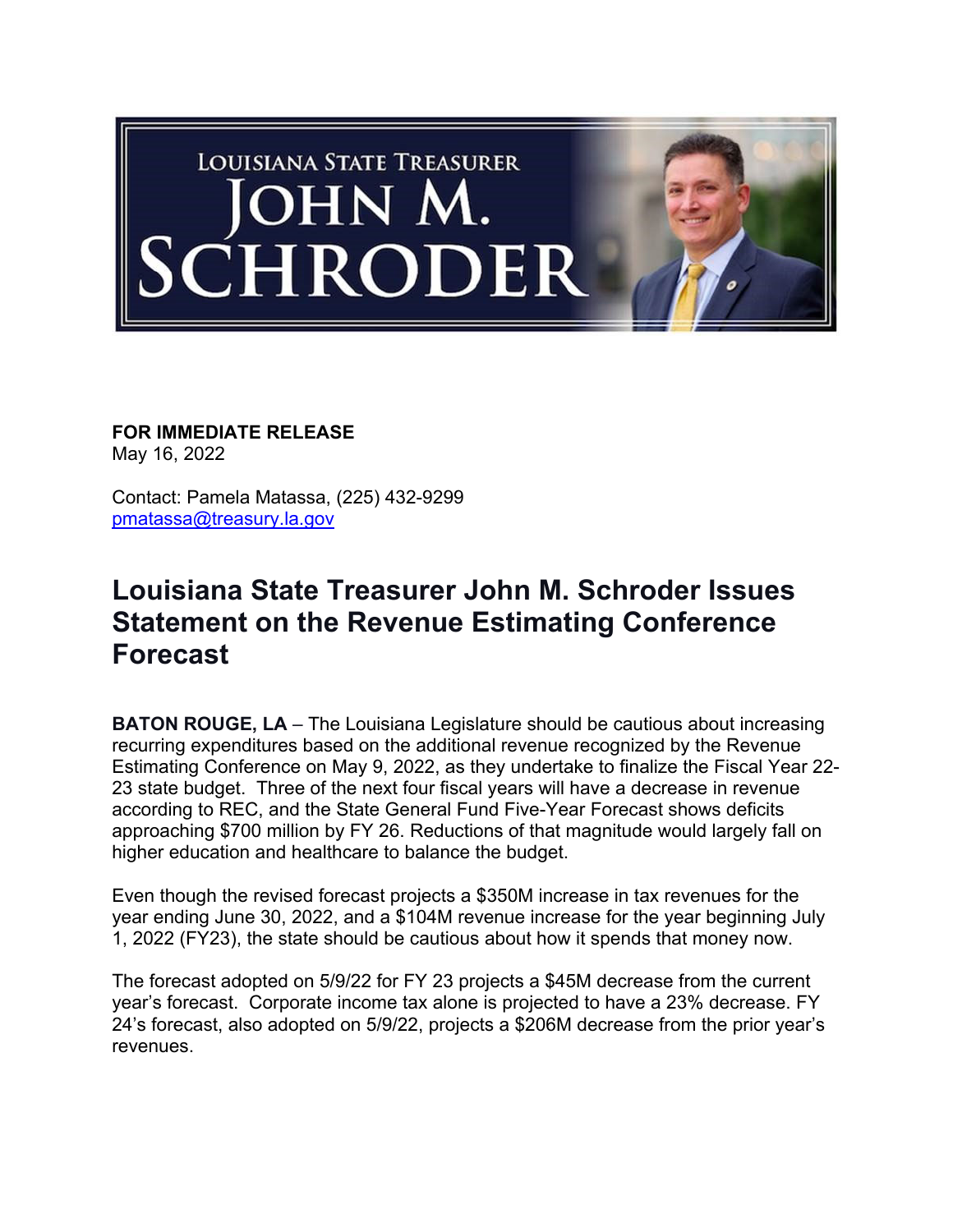LOUISIANA STATE TREASURER JOHN M. SCHRODER

**FOR IMMEDIATE RELEASE**
May 16, 2022

Contact: Pamela Matassa, (225) 432-9299
pmatassa@treasury.la.gov

# Louisiana State Treasurer John M. Schroder Issues Statement on the Revenue Estimating Conference Forecast

**BATON ROUGE, LA** – The Louisiana Legislature should be cautious about increasing recurring expenditures based on the additional revenue recognized by the Revenue Estimating Conference on May 9, 2022, as they undertake to finalize the Fiscal Year 22-23 state budget. Three of the next four fiscal years will have a decrease in revenue according to REC, and the State General Fund Five-Year Forecast shows deficits approaching $700 million by FY 26. Reductions of that magnitude would largely fall on higher education and healthcare to balance the budget.

Even though the revised forecast projects a $350M increase in tax revenues for the year ending June 30, 2022, and a $104M revenue increase for the year beginning July 1, 2022 (FY23), the state should be cautious about how it spends that money now.

The forecast adopted on 5/9/22 for FY 23 projects a $45M decrease from the current year's forecast. Corporate income tax alone is projected to have a 23% decrease. FY 24's forecast, also adopted on 5/9/22, projects a $206M decrease from the prior year's revenues.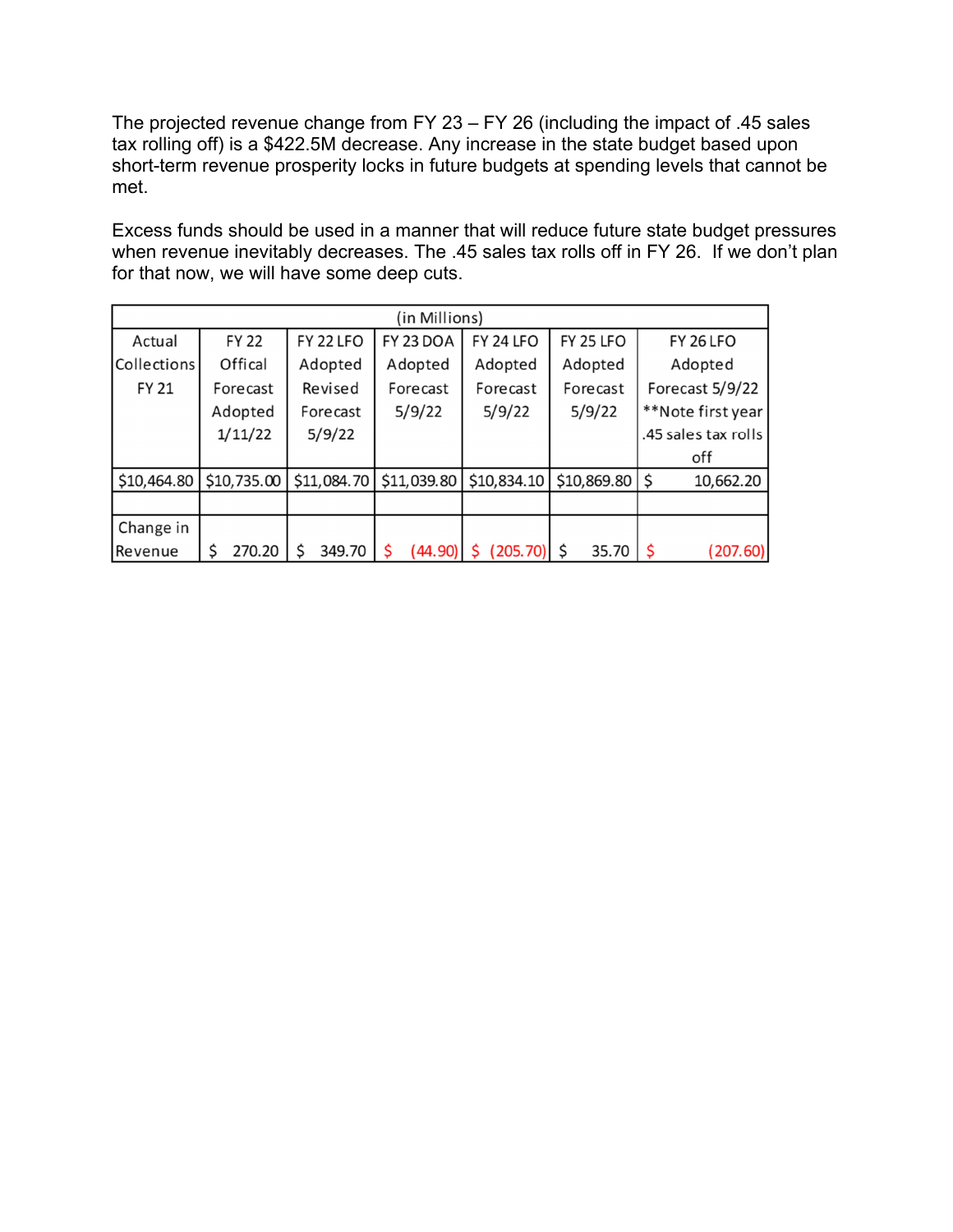The projected revenue change from FY 23 – FY 26 (including the impact of .45 sales tax rolling off) is a $422.5M decrease. Any increase in the state budget based upon short-term revenue prosperity locks in future budgets at spending levels that cannot be met.

Excess funds should be used in a manner that will reduce future state budget pressures when revenue inevitably decreases. The .45 sales tax rolls off in FY 26. If we don't plan for that now, we will have some deep cuts.

| (in Millions) | | | | | | |
|---|---|---|---|---|---|---|
| Actual Collections FY 21 | FY 22 Offical Forecast Adopted 1/11/22 | FY 22 LFO Adopted Revised Forecast 5/9/22 | FY 23 DOA Adopted Forecast 5/9/22 | FY 24 LFO Adopted Forecast 5/9/22 | FY 25 LFO Adopted Forecast 5/9/22 | FY 26 LFO Adopted Forecast 5/9/22 **Note first year .45 sales tax rolls off |
| $10,464.80 | $10,735.00 | $11,084.70 | $11,039.80 | $10,834.10 | $10,869.80 | $ 10,662.20 |
| | | | | | | |
| Change in Revenue | $ 270.20 | $ 349.70 | $ (44.90) | $ (205.70) | $ 35.70 | $ (207.60) |